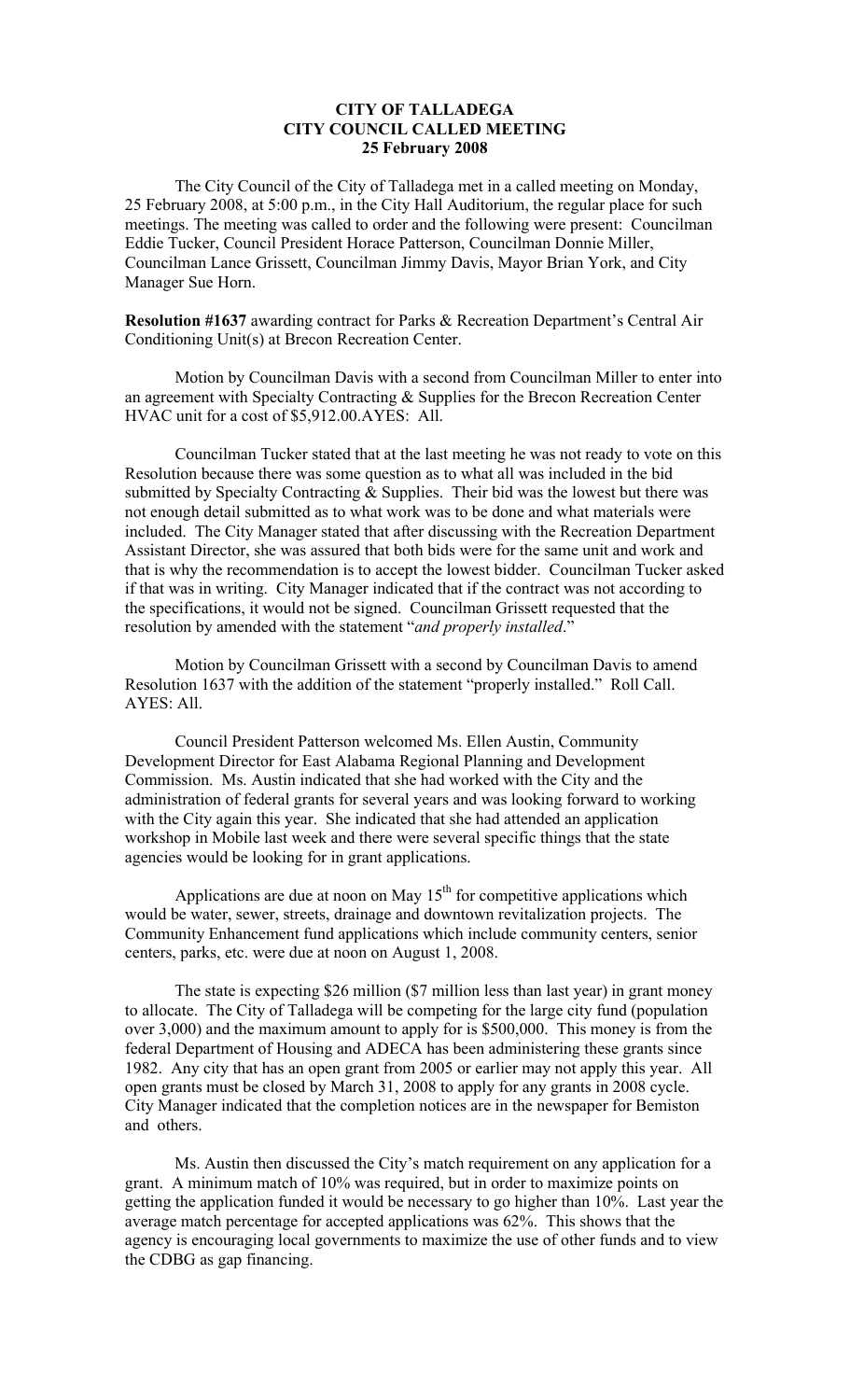**CITY OF TALLADEGA**
**CITY COUNCIL CALLED MEETING**
**25 February 2008**

The City Council of the City of Talladega met in a called meeting on Monday, 25 February 2008, at 5:00 p.m., in the City Hall Auditorium, the regular place for such meetings. The meeting was called to order and the following were present: Councilman Eddie Tucker, Council President Horace Patterson, Councilman Donnie Miller, Councilman Lance Grissett, Councilman Jimmy Davis, Mayor Brian York, and City Manager Sue Horn.

**Resolution #1637** awarding contract for Parks & Recreation Department's Central Air Conditioning Unit(s) at Brecon Recreation Center.

Motion by Councilman Davis with a second from Councilman Miller to enter into an agreement with Specialty Contracting & Supplies for the Brecon Recreation Center HVAC unit for a cost of $5,912.00.AYES: All.

Councilman Tucker stated that at the last meeting he was not ready to vote on this Resolution because there was some question as to what all was included in the bid submitted by Specialty Contracting & Supplies. Their bid was the lowest but there was not enough detail submitted as to what work was to be done and what materials were included. The City Manager stated that after discussing with the Recreation Department Assistant Director, she was assured that both bids were for the same unit and work and that is why the recommendation is to accept the lowest bidder. Councilman Tucker asked if that was in writing. City Manager indicated that if the contract was not according to the specifications, it would not be signed. Councilman Grissett requested that the resolution by amended with the statement "*and properly installed*."

Motion by Councilman Grissett with a second by Councilman Davis to amend Resolution 1637 with the addition of the statement "properly installed." Roll Call. AYES: All.

Council President Patterson welcomed Ms. Ellen Austin, Community Development Director for East Alabama Regional Planning and Development Commission. Ms. Austin indicated that she had worked with the City and the administration of federal grants for several years and was looking forward to working with the City again this year. She indicated that she had attended an application workshop in Mobile last week and there were several specific things that the state agencies would be looking for in grant applications.

Applications are due at noon on May 15[th] for competitive applications which would be water, sewer, streets, drainage and downtown revitalization projects. The Community Enhancement fund applications which include community centers, senior centers, parks, etc. were due at noon on August 1, 2008.

The state is expecting $26 million ($7 million less than last year) in grant money to allocate. The City of Talladega will be competing for the large city fund (population over 3,000) and the maximum amount to apply for is $500,000. This money is from the federal Department of Housing and ADECA has been administering these grants since 1982. Any city that has an open grant from 2005 or earlier may not apply this year. All open grants must be closed by March 31, 2008 to apply for any grants in 2008 cycle. City Manager indicated that the completion notices are in the newspaper for Bemiston and others.

Ms. Austin then discussed the City's match requirement on any application for a grant. A minimum match of 10% was required, but in order to maximize points on getting the application funded it would be necessary to go higher than 10%. Last year the average match percentage for accepted applications was 62%. This shows that the agency is encouraging local governments to maximize the use of other funds and to view the CDBG as gap financing.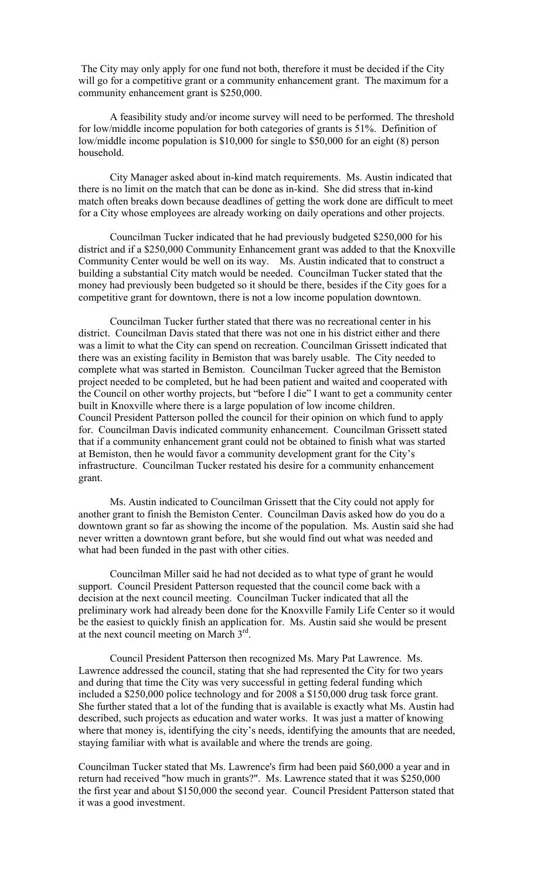The City may only apply for one fund not both, therefore it must be decided if the City will go for a competitive grant or a community enhancement grant. The maximum for a community enhancement grant is $250,000.

A feasibility study and/or income survey will need to be performed. The threshold for low/middle income population for both categories of grants is 51%. Definition of low/middle income population is $10,000 for single to $50,000 for an eight (8) person household.

City Manager asked about in-kind match requirements. Ms. Austin indicated that there is no limit on the match that can be done as in-kind. She did stress that in-kind match often breaks down because deadlines of getting the work done are difficult to meet for a City whose employees are already working on daily operations and other projects.

Councilman Tucker indicated that he had previously budgeted $250,000 for his district and if a $250,000 Community Enhancement grant was added to that the Knoxville Community Center would be well on its way. Ms. Austin indicated that to construct a building a substantial City match would be needed. Councilman Tucker stated that the money had previously been budgeted so it should be there, besides if the City goes for a competitive grant for downtown, there is not a low income population downtown.

Councilman Tucker further stated that there was no recreational center in his district. Councilman Davis stated that there was not one in his district either and there was a limit to what the City can spend on recreation. Councilman Grissett indicated that there was an existing facility in Bemiston that was barely usable. The City needed to complete what was started in Bemiston. Councilman Tucker agreed that the Bemiston project needed to be completed, but he had been patient and waited and cooperated with the Council on other worthy projects, but "before I die" I want to get a community center built in Knoxville where there is a large population of low income children.
Council President Patterson polled the council for their opinion on which fund to apply for. Councilman Davis indicated community enhancement. Councilman Grissett stated that if a community enhancement grant could not be obtained to finish what was started at Bemiston, then he would favor a community development grant for the City's infrastructure. Councilman Tucker restated his desire for a community enhancement grant.

Ms. Austin indicated to Councilman Grissett that the City could not apply for another grant to finish the Bemiston Center. Councilman Davis asked how do you do a downtown grant so far as showing the income of the population. Ms. Austin said she had never written a downtown grant before, but she would find out what was needed and what had been funded in the past with other cities.

Councilman Miller said he had not decided as to what type of grant he would support. Council President Patterson requested that the council come back with a decision at the next council meeting. Councilman Tucker indicated that all the preliminary work had already been done for the Knoxville Family Life Center so it would be the easiest to quickly finish an application for. Ms. Austin said she would be present at the next council meeting on March 3rd.

Council President Patterson then recognized Ms. Mary Pat Lawrence. Ms. Lawrence addressed the council, stating that she had represented the City for two years and during that time the City was very successful in getting federal funding which included a $250,000 police technology and for 2008 a $150,000 drug task force grant. She further stated that a lot of the funding that is available is exactly what Ms. Austin had described, such projects as education and water works. It was just a matter of knowing where that money is, identifying the city's needs, identifying the amounts that are needed, staying familiar with what is available and where the trends are going.

Councilman Tucker stated that Ms. Lawrence's firm had been paid $60,000 a year and in return had received "how much in grants?". Ms. Lawrence stated that it was $250,000 the first year and about $150,000 the second year. Council President Patterson stated that it was a good investment.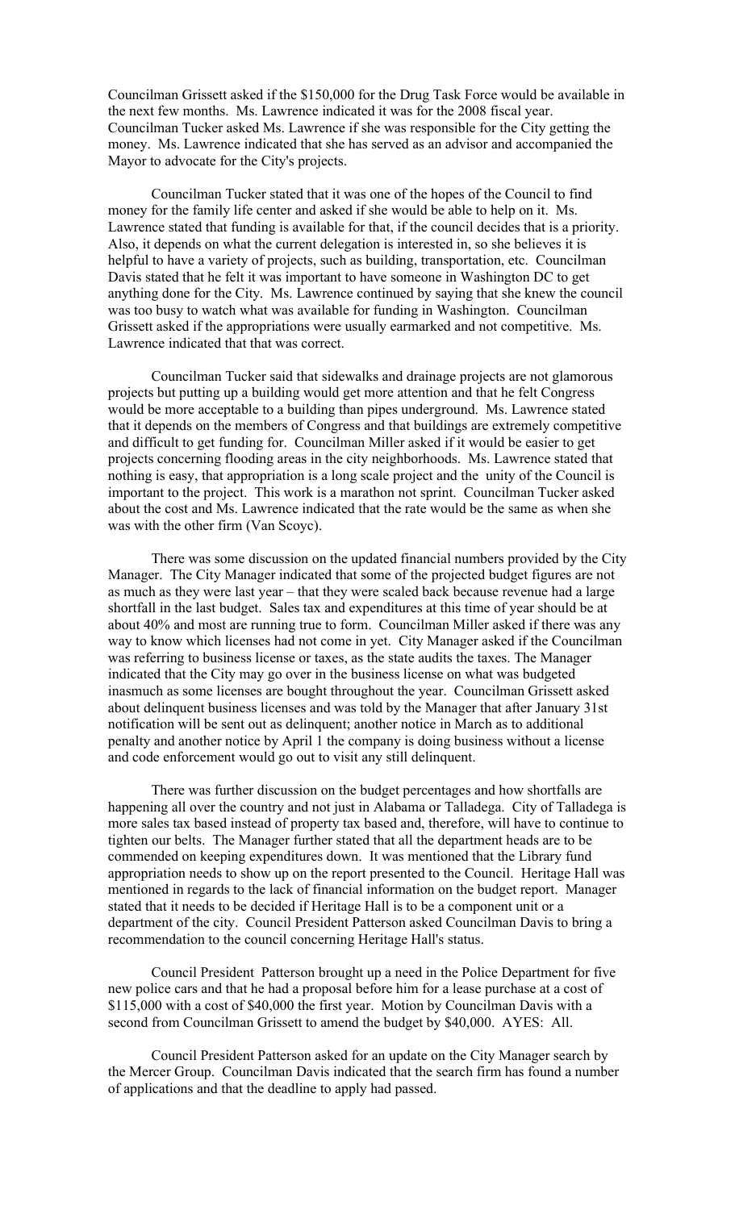Councilman Grissett asked if the $150,000 for the Drug Task Force would be available in the next few months. Ms. Lawrence indicated it was for the 2008 fiscal year. Councilman Tucker asked Ms. Lawrence if she was responsible for the City getting the money. Ms. Lawrence indicated that she has served as an advisor and accompanied the Mayor to advocate for the City's projects.

Councilman Tucker stated that it was one of the hopes of the Council to find money for the family life center and asked if she would be able to help on it. Ms. Lawrence stated that funding is available for that, if the council decides that is a priority. Also, it depends on what the current delegation is interested in, so she believes it is helpful to have a variety of projects, such as building, transportation, etc. Councilman Davis stated that he felt it was important to have someone in Washington DC to get anything done for the City. Ms. Lawrence continued by saying that she knew the council was too busy to watch what was available for funding in Washington. Councilman Grissett asked if the appropriations were usually earmarked and not competitive. Ms. Lawrence indicated that that was correct.

Councilman Tucker said that sidewalks and drainage projects are not glamorous projects but putting up a building would get more attention and that he felt Congress would be more acceptable to a building than pipes underground. Ms. Lawrence stated that it depends on the members of Congress and that buildings are extremely competitive and difficult to get funding for. Councilman Miller asked if it would be easier to get projects concerning flooding areas in the city neighborhoods. Ms. Lawrence stated that nothing is easy, that appropriation is a long scale project and the unity of the Council is important to the project. This work is a marathon not sprint. Councilman Tucker asked about the cost and Ms. Lawrence indicated that the rate would be the same as when she was with the other firm (Van Scoyc).

There was some discussion on the updated financial numbers provided by the City Manager. The City Manager indicated that some of the projected budget figures are not as much as they were last year – that they were scaled back because revenue had a large shortfall in the last budget. Sales tax and expenditures at this time of year should be at about 40% and most are running true to form. Councilman Miller asked if there was any way to know which licenses had not come in yet. City Manager asked if the Councilman was referring to business license or taxes, as the state audits the taxes. The Manager indicated that the City may go over in the business license on what was budgeted inasmuch as some licenses are bought throughout the year. Councilman Grissett asked about delinquent business licenses and was told by the Manager that after January 31st notification will be sent out as delinquent; another notice in March as to additional penalty and another notice by April 1 the company is doing business without a license and code enforcement would go out to visit any still delinquent.

There was further discussion on the budget percentages and how shortfalls are happening all over the country and not just in Alabama or Talladega. City of Talladega is more sales tax based instead of property tax based and, therefore, will have to continue to tighten our belts. The Manager further stated that all the department heads are to be commended on keeping expenditures down. It was mentioned that the Library fund appropriation needs to show up on the report presented to the Council. Heritage Hall was mentioned in regards to the lack of financial information on the budget report. Manager stated that it needs to be decided if Heritage Hall is to be a component unit or a department of the city. Council President Patterson asked Councilman Davis to bring a recommendation to the council concerning Heritage Hall's status.

Council President Patterson brought up a need in the Police Department for five new police cars and that he had a proposal before him for a lease purchase at a cost of $115,000 with a cost of $40,000 the first year. Motion by Councilman Davis with a second from Councilman Grissett to amend the budget by $40,000. AYES: All.

Council President Patterson asked for an update on the City Manager search by the Mercer Group. Councilman Davis indicated that the search firm has found a number of applications and that the deadline to apply had passed.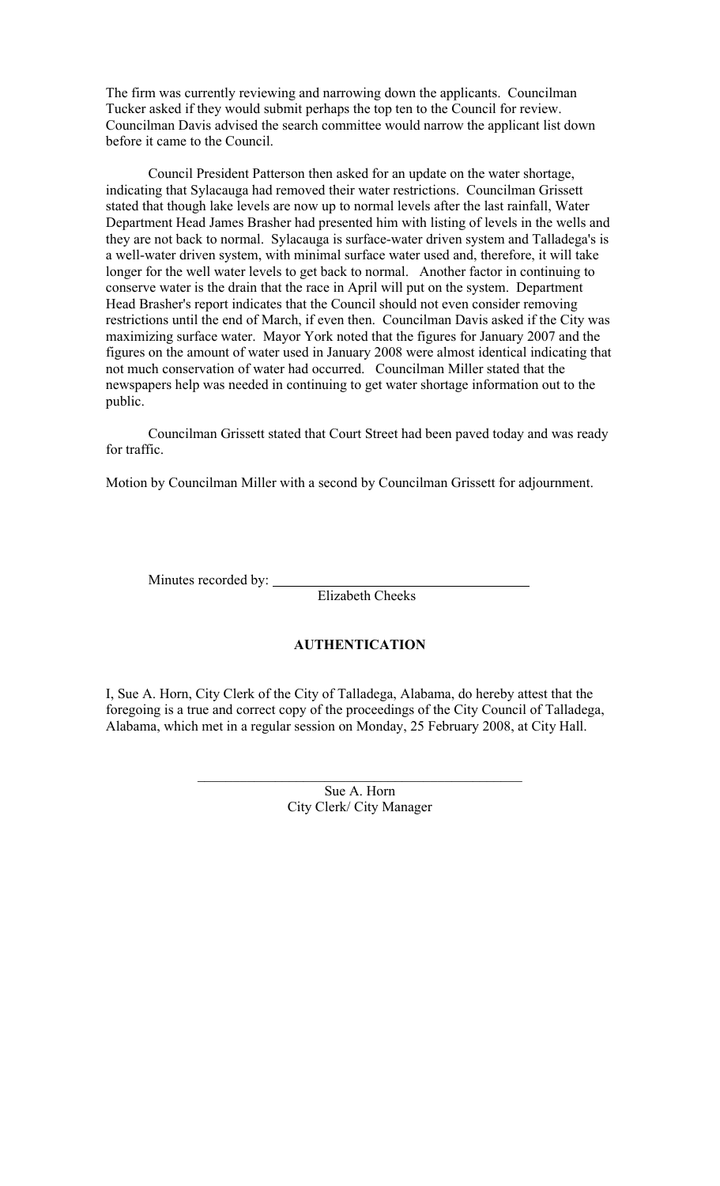The firm was currently reviewing and narrowing down the applicants. Councilman Tucker asked if they would submit perhaps the top ten to the Council for review. Councilman Davis advised the search committee would narrow the applicant list down before it came to the Council.

Council President Patterson then asked for an update on the water shortage, indicating that Sylacauga had removed their water restrictions. Councilman Grissett stated that though lake levels are now up to normal levels after the last rainfall, Water Department Head James Brasher had presented him with listing of levels in the wells and they are not back to normal. Sylacauga is surface-water driven system and Talladega's is a well-water driven system, with minimal surface water used and, therefore, it will take longer for the well water levels to get back to normal. Another factor in continuing to conserve water is the drain that the race in April will put on the system. Department Head Brasher's report indicates that the Council should not even consider removing restrictions until the end of March, if even then. Councilman Davis asked if the City was maximizing surface water. Mayor York noted that the figures for January 2007 and the figures on the amount of water used in January 2008 were almost identical indicating that not much conservation of water had occurred. Councilman Miller stated that the newspapers help was needed in continuing to get water shortage information out to the public.

Councilman Grissett stated that Court Street had been paved today and was ready for traffic.

Motion by Councilman Miller with a second by Councilman Grissett for adjournment.

Minutes recorded by: ___________________________________
Elizabeth Cheeks

**AUTHENTICATION**

I, Sue A. Horn, City Clerk of the City of Talladega, Alabama, do hereby attest that the foregoing is a true and correct copy of the proceedings of the City Council of Talladega, Alabama, which met in a regular session on Monday, 25 February 2008, at City Hall.

_______________________________________________
Sue A. Horn
City Clerk/ City Manager